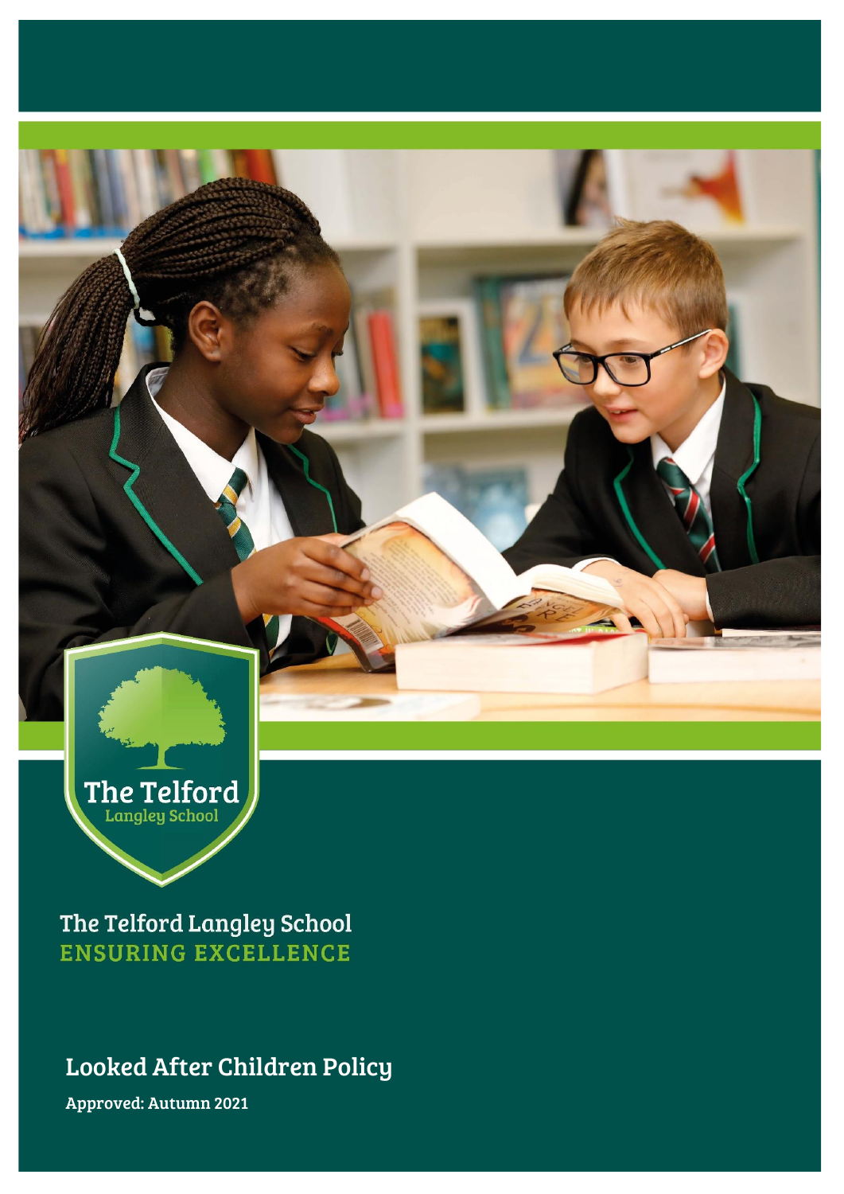The Telford
Langley School

The Telford Langley School
ENSURING EXCELLENCE

# Looked After Children Policy

**Approved: Autumn 2021**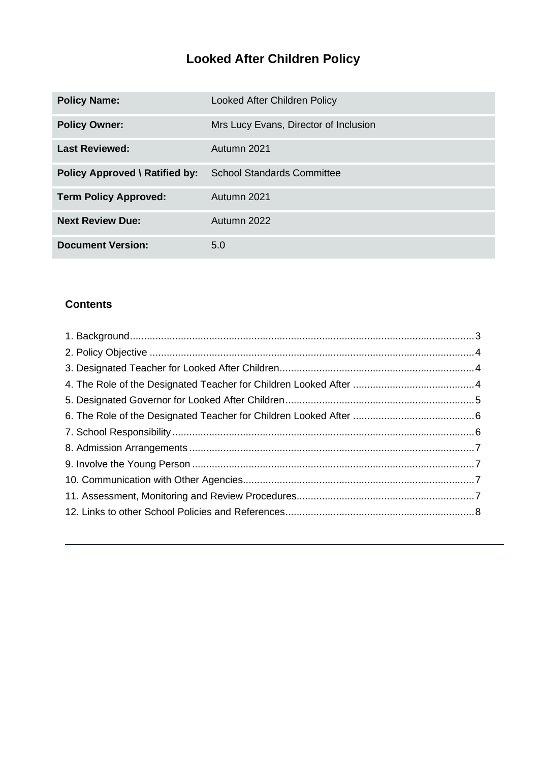# Looked After Children Policy

| Policy Name: | Looked After Children Policy |
|---|---|
| Policy Owner: | Mrs Lucy Evans, Director of Inclusion |
| Last Reviewed: | Autumn 2021 |
| Policy Approved \ Ratified by: | School Standards Committee |
| Term Policy Approved: | Autumn 2021 |
| Next Review Due: | Autumn 2022 |
| Document Version: | 5.0 |

## Contents

1. Background.....3
2. Policy Objective.....4
3. Designated Teacher for Looked After Children.....4
4. The Role of the Designated Teacher for Children Looked After.....4
5. Designated Governor for Looked After Children.....5
6. The Role of the Designated Teacher for Children Looked After.....6
7. School Responsibility.....6
8. Admission Arrangements.....7
9. Involve the Young Person.....7
10. Communication with Other Agencies.....7
11. Assessment, Monitoring and Review Procedures.....7
12. Links to other School Policies and References.....8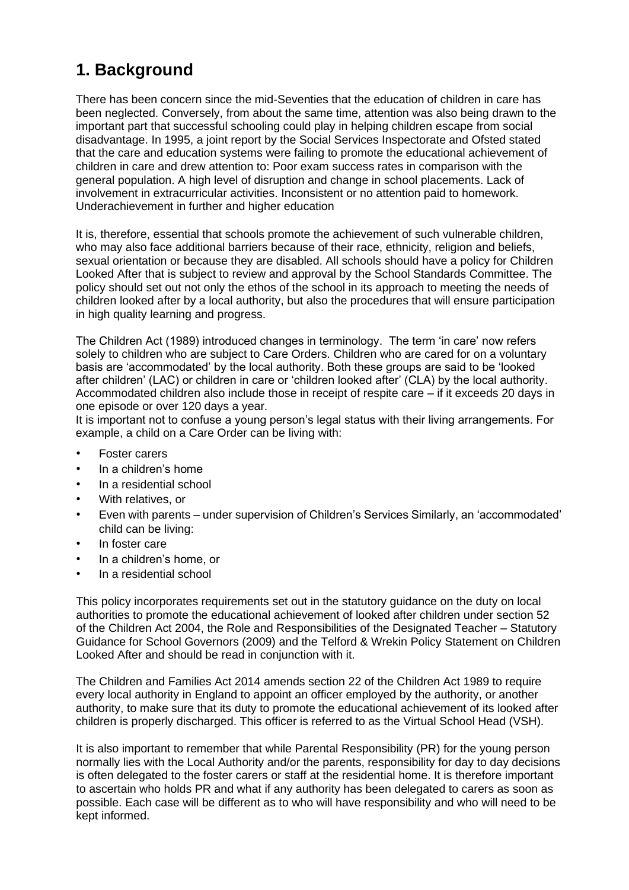# 1. Background

There has been concern since the mid-Seventies that the education of children in care has been neglected. Conversely, from about the same time, attention was also being drawn to the important part that successful schooling could play in helping children escape from social disadvantage. In 1995, a joint report by the Social Services Inspectorate and Ofsted stated that the care and education systems were failing to promote the educational achievement of children in care and drew attention to: Poor exam success rates in comparison with the general population. A high level of disruption and change in school placements. Lack of involvement in extracurricular activities. Inconsistent or no attention paid to homework. Underachievement in further and higher education

It is, therefore, essential that schools promote the achievement of such vulnerable children, who may also face additional barriers because of their race, ethnicity, religion and beliefs, sexual orientation or because they are disabled. All schools should have a policy for Children Looked After that is subject to review and approval by the School Standards Committee. The policy should set out not only the ethos of the school in its approach to meeting the needs of children looked after by a local authority, but also the procedures that will ensure participation in high quality learning and progress.

The Children Act (1989) introduced changes in terminology. The term 'in care' now refers solely to children who are subject to Care Orders. Children who are cared for on a voluntary basis are 'accommodated' by the local authority. Both these groups are said to be 'looked after children' (LAC) or children in care or 'children looked after' (CLA) by the local authority. Accommodated children also include those in receipt of respite care – if it exceeds 20 days in one episode or over 120 days a year.

It is important not to confuse a young person's legal status with their living arrangements. For example, a child on a Care Order can be living with:

- Foster carers
- In a children's home
- In a residential school
- With relatives, or
- Even with parents – under supervision of Children's Services Similarly, an 'accommodated' child can be living:
- In foster care
- In a children's home, or
- In a residential school

This policy incorporates requirements set out in the statutory guidance on the duty on local authorities to promote the educational achievement of looked after children under section 52 of the Children Act 2004, the Role and Responsibilities of the Designated Teacher – Statutory Guidance for School Governors (2009) and the Telford & Wrekin Policy Statement on Children Looked After and should be read in conjunction with it.

The Children and Families Act 2014 amends section 22 of the Children Act 1989 to require every local authority in England to appoint an officer employed by the authority, or another authority, to make sure that its duty to promote the educational achievement of its looked after children is properly discharged. This officer is referred to as the Virtual School Head (VSH).

It is also important to remember that while Parental Responsibility (PR) for the young person normally lies with the Local Authority and/or the parents, responsibility for day to day decisions is often delegated to the foster carers or staff at the residential home. It is therefore important to ascertain who holds PR and what if any authority has been delegated to carers as soon as possible. Each case will be different as to who will have responsibility and who will need to be kept informed.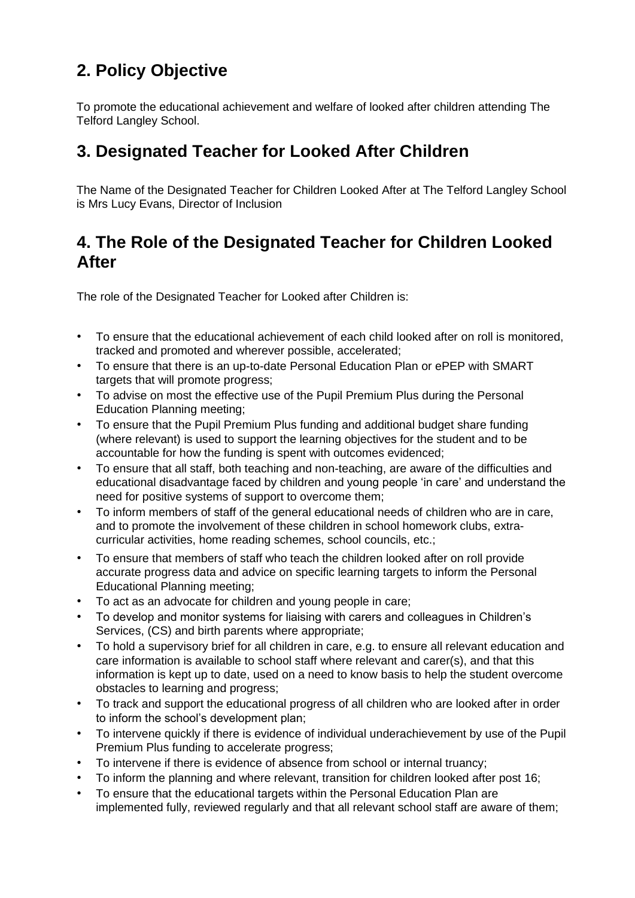## 2. Policy Objective

To promote the educational achievement and welfare of looked after children attending The Telford Langley School.

## 3. Designated Teacher for Looked After Children

The Name of the Designated Teacher for Children Looked After at The Telford Langley School is Mrs Lucy Evans, Director of Inclusion

## 4. The Role of the Designated Teacher for Children Looked After

The role of the Designated Teacher for Looked after Children is:

- To ensure that the educational achievement of each child looked after on roll is monitored, tracked and promoted and wherever possible, accelerated;
- To ensure that there is an up-to-date Personal Education Plan or ePEP with SMART targets that will promote progress;
- To advise on most the effective use of the Pupil Premium Plus during the Personal Education Planning meeting;
- To ensure that the Pupil Premium Plus funding and additional budget share funding (where relevant) is used to support the learning objectives for the student and to be accountable for how the funding is spent with outcomes evidenced;
- To ensure that all staff, both teaching and non-teaching, are aware of the difficulties and educational disadvantage faced by children and young people 'in care' and understand the need for positive systems of support to overcome them;
- To inform members of staff of the general educational needs of children who are in care, and to promote the involvement of these children in school homework clubs, extra-curricular activities, home reading schemes, school councils, etc.;
- To ensure that members of staff who teach the children looked after on roll provide accurate progress data and advice on specific learning targets to inform the Personal Educational Planning meeting;
- To act as an advocate for children and young people in care;
- To develop and monitor systems for liaising with carers and colleagues in Children's Services, (CS) and birth parents where appropriate;
- To hold a supervisory brief for all children in care, e.g. to ensure all relevant education and care information is available to school staff where relevant and carer(s), and that this information is kept up to date, used on a need to know basis to help the student overcome obstacles to learning and progress;
- To track and support the educational progress of all children who are looked after in order to inform the school's development plan;
- To intervene quickly if there is evidence of individual underachievement by use of the Pupil Premium Plus funding to accelerate progress;
- To intervene if there is evidence of absence from school or internal truancy;
- To inform the planning and where relevant, transition for children looked after post 16;
- To ensure that the educational targets within the Personal Education Plan are implemented fully, reviewed regularly and that all relevant school staff are aware of them;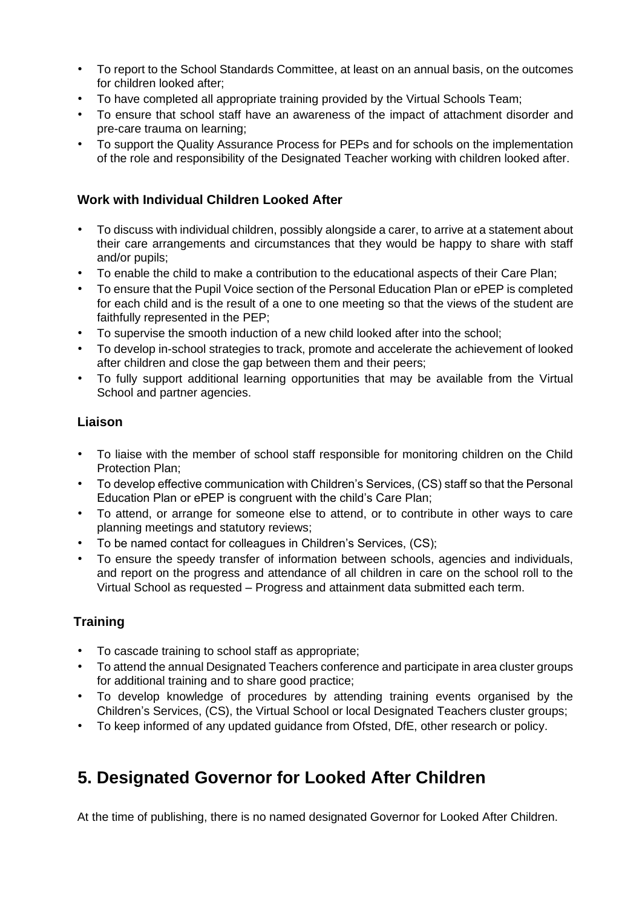- To report to the School Standards Committee, at least on an annual basis, on the outcomes for children looked after;
- To have completed all appropriate training provided by the Virtual Schools Team;
- To ensure that school staff have an awareness of the impact of attachment disorder and pre-care trauma on learning;
- To support the Quality Assurance Process for PEPs and for schools on the implementation of the role and responsibility of the Designated Teacher working with children looked after.

### Work with Individual Children Looked After

- To discuss with individual children, possibly alongside a carer, to arrive at a statement about their care arrangements and circumstances that they would be happy to share with staff and/or pupils;
- To enable the child to make a contribution to the educational aspects of their Care Plan;
- To ensure that the Pupil Voice section of the Personal Education Plan or ePEP is completed for each child and is the result of a one to one meeting so that the views of the student are faithfully represented in the PEP;
- To supervise the smooth induction of a new child looked after into the school;
- To develop in-school strategies to track, promote and accelerate the achievement of looked after children and close the gap between them and their peers;
- To fully support additional learning opportunities that may be available from the Virtual School and partner agencies.

### Liaison

- To liaise with the member of school staff responsible for monitoring children on the Child Protection Plan;
- To develop effective communication with Children's Services, (CS) staff so that the Personal Education Plan or ePEP is congruent with the child's Care Plan;
- To attend, or arrange for someone else to attend, or to contribute in other ways to care planning meetings and statutory reviews;
- To be named contact for colleagues in Children's Services, (CS);
- To ensure the speedy transfer of information between schools, agencies and individuals, and report on the progress and attendance of all children in care on the school roll to the Virtual School as requested – Progress and attainment data submitted each term.

### Training

- To cascade training to school staff as appropriate;
- To attend the annual Designated Teachers conference and participate in area cluster groups for additional training and to share good practice;
- To develop knowledge of procedures by attending training events organised by the Children's Services, (CS), the Virtual School or local Designated Teachers cluster groups;
- To keep informed of any updated guidance from Ofsted, DfE, other research or policy.

## 5. Designated Governor for Looked After Children

At the time of publishing, there is no named designated Governor for Looked After Children.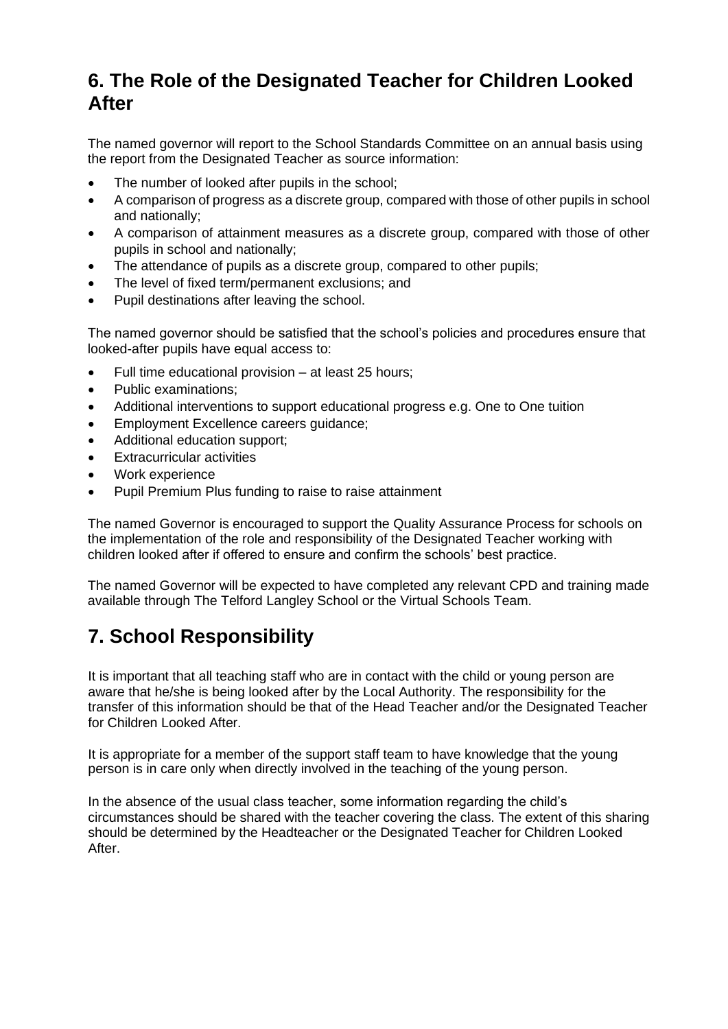## 6. The Role of the Designated Teacher for Children Looked After

The named governor will report to the School Standards Committee on an annual basis using the report from the Designated Teacher as source information:

- The number of looked after pupils in the school;
- A comparison of progress as a discrete group, compared with those of other pupils in school and nationally;
- A comparison of attainment measures as a discrete group, compared with those of other pupils in school and nationally;
- The attendance of pupils as a discrete group, compared to other pupils;
- The level of fixed term/permanent exclusions; and
- Pupil destinations after leaving the school.

The named governor should be satisfied that the school's policies and procedures ensure that looked-after pupils have equal access to:

- Full time educational provision – at least 25 hours;
- Public examinations;
- Additional interventions to support educational progress e.g. One to One tuition
- Employment Excellence careers guidance;
- Additional education support;
- Extracurricular activities
- Work experience
- Pupil Premium Plus funding to raise to raise attainment

The named Governor is encouraged to support the Quality Assurance Process for schools on the implementation of the role and responsibility of the Designated Teacher working with children looked after if offered to ensure and confirm the schools' best practice.

The named Governor will be expected to have completed any relevant CPD and training made available through The Telford Langley School or the Virtual Schools Team.

## 7. School Responsibility

It is important that all teaching staff who are in contact with the child or young person are aware that he/she is being looked after by the Local Authority. The responsibility for the transfer of this information should be that of the Head Teacher and/or the Designated Teacher for Children Looked After.

It is appropriate for a member of the support staff team to have knowledge that the young person is in care only when directly involved in the teaching of the young person.

In the absence of the usual class teacher, some information regarding the child's circumstances should be shared with the teacher covering the class. The extent of this sharing should be determined by the Headteacher or the Designated Teacher for Children Looked After.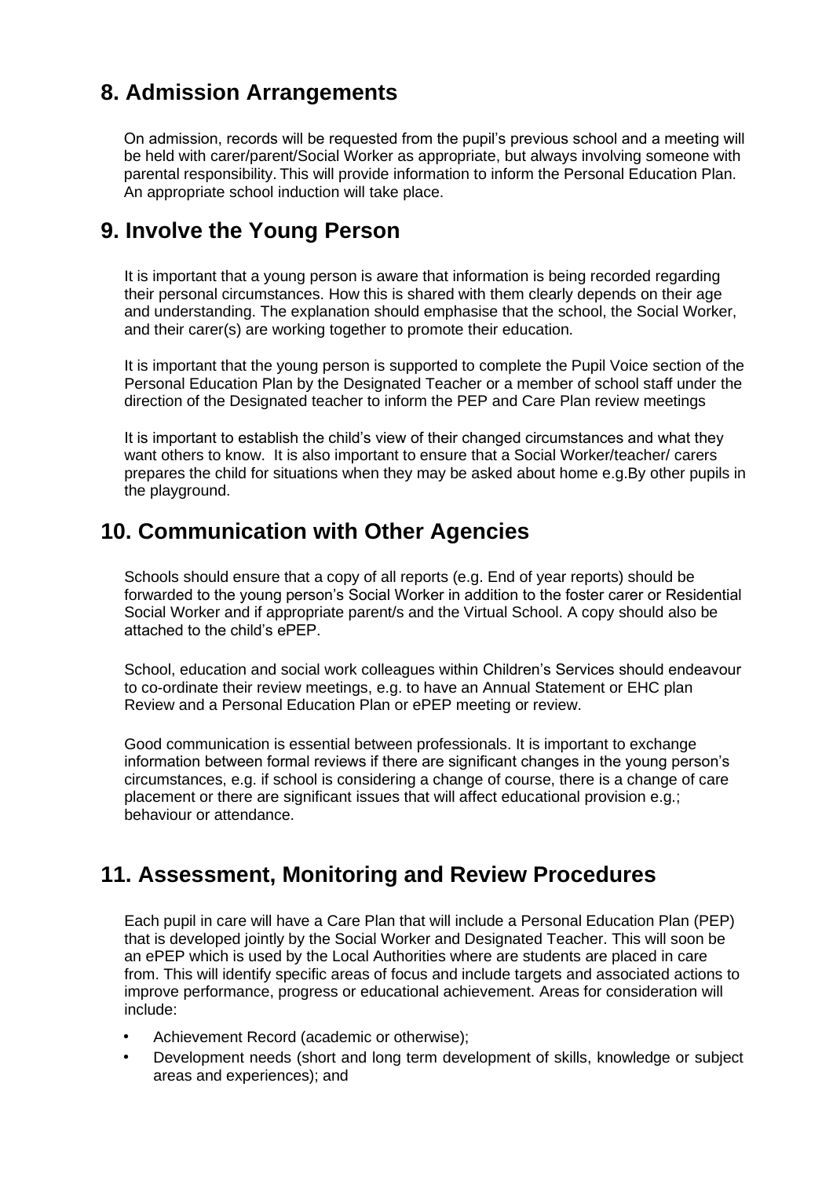## 8. Admission Arrangements

On admission, records will be requested from the pupil's previous school and a meeting will be held with carer/parent/Social Worker as appropriate, but always involving someone with parental responsibility. This will provide information to inform the Personal Education Plan. An appropriate school induction will take place.

## 9. Involve the Young Person

It is important that a young person is aware that information is being recorded regarding their personal circumstances. How this is shared with them clearly depends on their age and understanding. The explanation should emphasise that the school, the Social Worker, and their carer(s) are working together to promote their education.

It is important that the young person is supported to complete the Pupil Voice section of the Personal Education Plan by the Designated Teacher or a member of school staff under the direction of the Designated teacher to inform the PEP and Care Plan review meetings

It is important to establish the child's view of their changed circumstances and what they want others to know. It is also important to ensure that a Social Worker/teacher/ carers prepares the child for situations when they may be asked about home e.g.By other pupils in the playground.

## 10. Communication with Other Agencies

Schools should ensure that a copy of all reports (e.g. End of year reports) should be forwarded to the young person's Social Worker in addition to the foster carer or Residential Social Worker and if appropriate parent/s and the Virtual School. A copy should also be attached to the child's ePEP.

School, education and social work colleagues within Children's Services should endeavour to co-ordinate their review meetings, e.g. to have an Annual Statement or EHC plan Review and a Personal Education Plan or ePEP meeting or review.

Good communication is essential between professionals. It is important to exchange information between formal reviews if there are significant changes in the young person's circumstances, e.g. if school is considering a change of course, there is a change of care placement or there are significant issues that will affect educational provision e.g.; behaviour or attendance.

## 11. Assessment, Monitoring and Review Procedures

Each pupil in care will have a Care Plan that will include a Personal Education Plan (PEP) that is developed jointly by the Social Worker and Designated Teacher. This will soon be an ePEP which is used by the Local Authorities where are students are placed in care from. This will identify specific areas of focus and include targets and associated actions to improve performance, progress or educational achievement. Areas for consideration will include:

- Achievement Record (academic or otherwise);
- Development needs (short and long term development of skills, knowledge or subject areas and experiences); and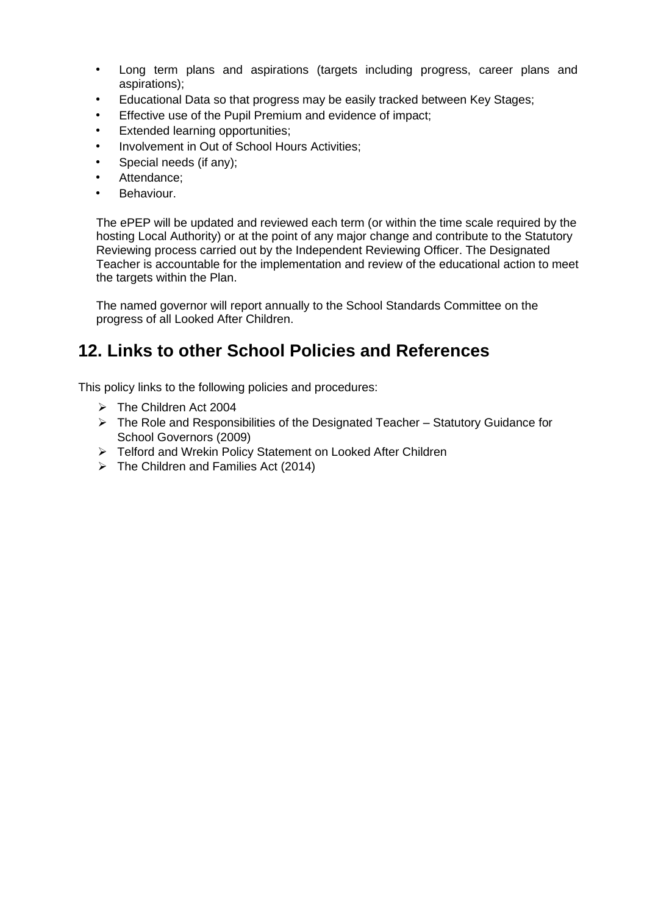- Long term plans and aspirations (targets including progress, career plans and aspirations);
- Educational Data so that progress may be easily tracked between Key Stages;
- Effective use of the Pupil Premium and evidence of impact;
- Extended learning opportunities;
- Involvement in Out of School Hours Activities;
- Special needs (if any);
- Attendance;
- Behaviour.

The ePEP will be updated and reviewed each term (or within the time scale required by the hosting Local Authority) or at the point of any major change and contribute to the Statutory Reviewing process carried out by the Independent Reviewing Officer. The Designated Teacher is accountable for the implementation and review of the educational action to meet the targets within the Plan.

The named governor will report annually to the School Standards Committee on the progress of all Looked After Children.

## 12. Links to other School Policies and References

This policy links to the following policies and procedures:

- The Children Act 2004
- The Role and Responsibilities of the Designated Teacher – Statutory Guidance for School Governors (2009)
- Telford and Wrekin Policy Statement on Looked After Children
- The Children and Families Act (2014)